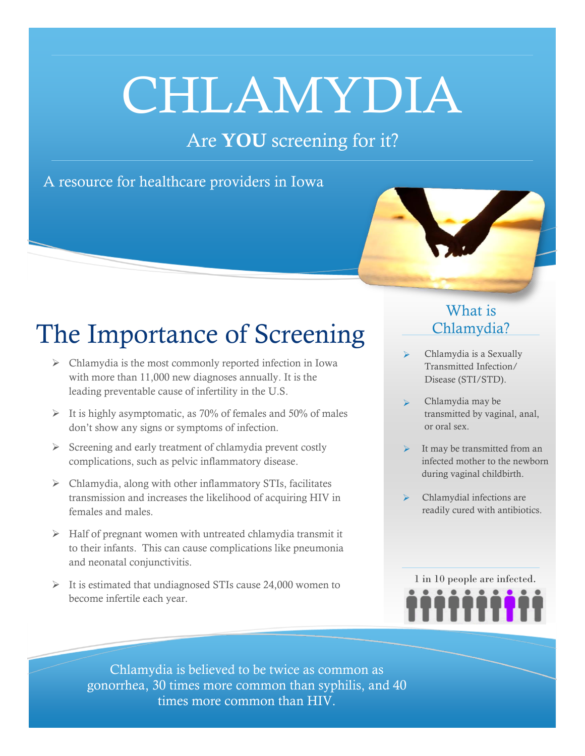# CHLAMYDIA

## Are **YOU** screening for it?

A resource for healthcare providers in Iowa

## The Importance of Screening

- Chlamydia is the most commonly reported infection in Iowa with more than 11,000 new diagnoses annually. It is the leading preventable cause of infertility in the U.S.
- It is highly asymptomatic, as 70% of females and 50% of males don't show any signs or symptoms of infection.
- Screening and early treatment of chlamydia prevent costly complications, such as pelvic inflammatory disease.
- Chlamydia, along with other inflammatory STIs, facilitates transmission and increases the likelihood of acquiring HIV in females and males.
- Half of pregnant women with untreated chlamydia transmit it to their infants. This can cause complications like pneumonia and neonatal conjunctivitis.
- It is estimated that undiagnosed STIs cause 24,000 women to become infertile each year.

### What is Chlamydia?

- Chlamydia is a Sexually Transmitted Infection/ Disease (STI/STD).
- Chlamydia may be transmitted by vaginal, anal, or oral sex.
- It may be transmitted from an infected mother to the newborn during vaginal childbirth.
- Chlamydial infections are readily cured with antibiotics.

1 in 10 people are infected.

Chlamydia is believed to be twice as common as gonorrhea, 30 times more common than syphilis, and 40 times more common than HIV.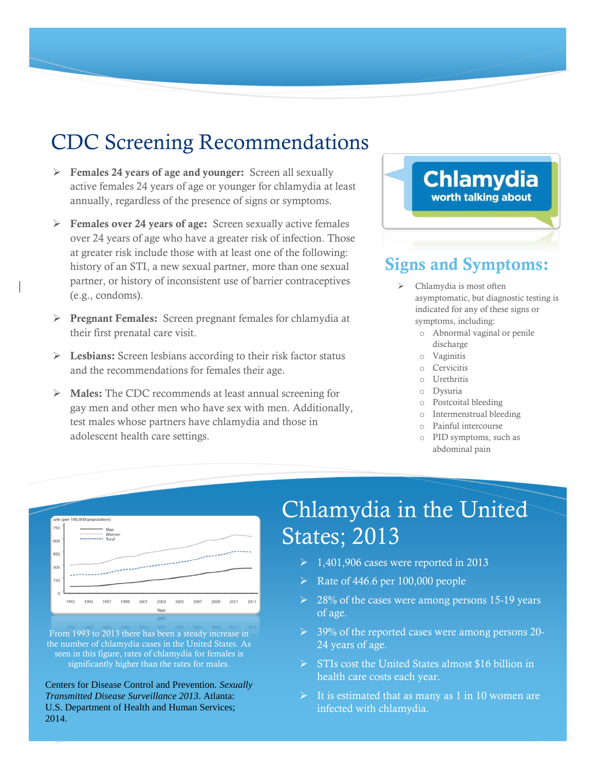# CDC Screening Recommendations

- **Females 24 years of age and younger:** Screen all sexually active females 24 years of age or younger for chlamydia at least annually, regardless of the presence of signs or symptoms.
- **Females over 24 years of age:** Screen sexually active females over 24 years of age who have a greater risk of infection. Those at greater risk include those with at least one of the following: history of an STI, a new sexual partner, more than one sexual partner, or history of inconsistent use of barrier contraceptives (e.g., condoms).
- **Pregnant Females:** Screen pregnant females for chlamydia at their first prenatal care visit.
- **Lesbians:** Screen lesbians according to their risk factor status and the recommendations for females their age.
- **Males:** The CDC recommends at least annual screening for gay men and other men who have sex with men. Additionally, test males whose partners have chlamydia and those in adolescent health care settings.

**Chlamydia**
worth talking about

## Signs and Symptoms:

- Chlamydia is most often asymptomatic, but diagnostic testing is indicated for any of these signs or symptoms, including:
  - Abnormal vaginal or penile discharge
  - Vaginitis
  - Cervicitis
  - Urethritis
  - Dysuria
  - Postcoital bleeding
  - Intermenstrual bleeding
  - Painful intercourse
  - PID symptoms, such as abdominal pain

From 1993 to 2013 there has been a steady increase in the number of chlamydia cases in the United States. As seen in this figure, rates of chlamydia for females is significantly higher than the rates for males.

Centers for Disease Control and Prevention. *Sexually Transmitted Disease Surveillance 2013*. Atlanta: U.S. Department of Health and Human Services; 2014.

# Chlamydia in the United States; 2013

- 1,401,906 cases were reported in 2013
- Rate of 446.6 per 100,000 people
- 28% of the cases were among persons 15-19 years of age.
- 39% of the reported cases were among persons 20-24 years of age.
- STIs cost the United States almost $16 billion in health care costs each year.
- It is estimated that as many as 1 in 10 women are infected with chlamydia.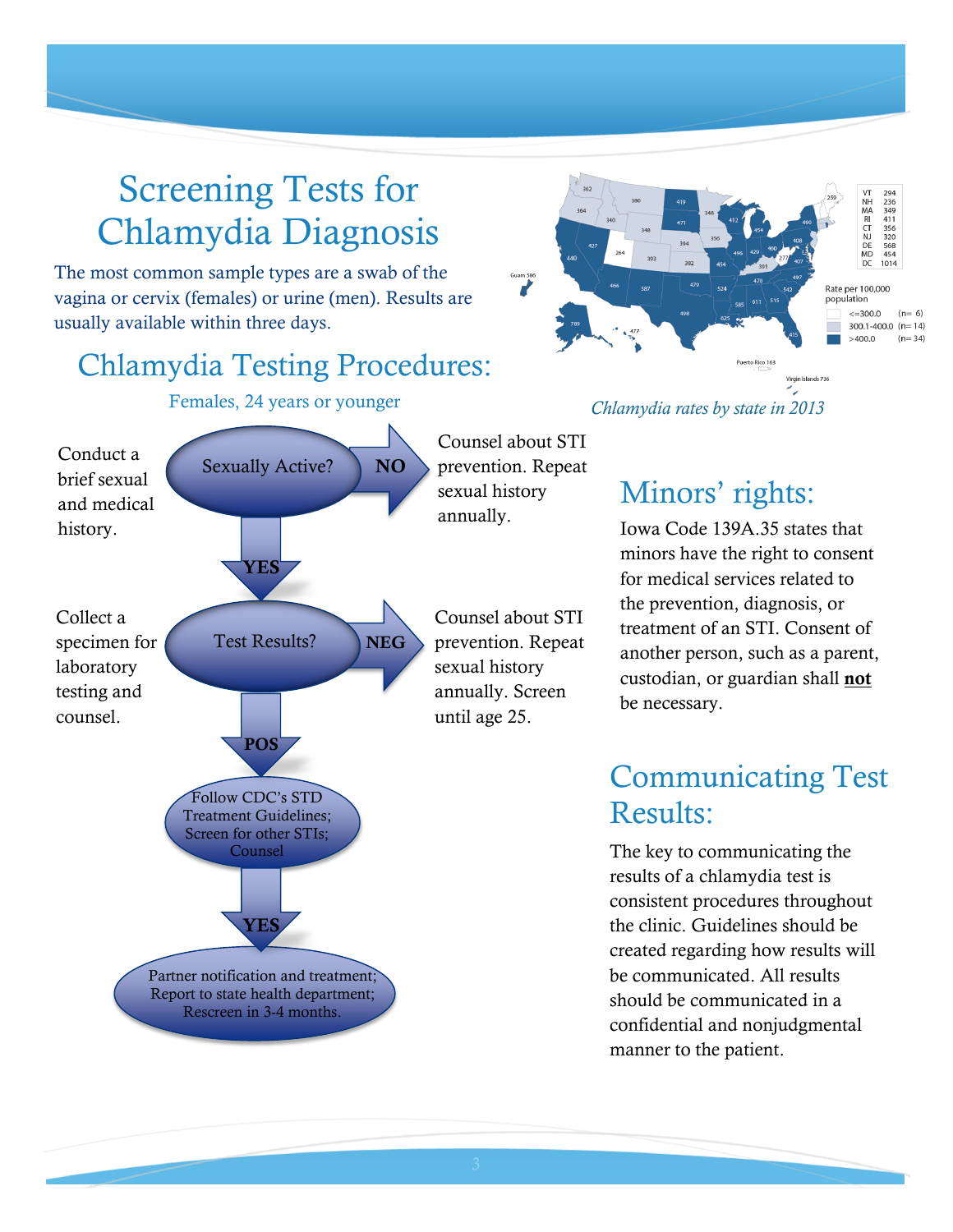# Screening Tests for Chlamydia Diagnosis

The most common sample types are a swab of the vagina or cervix (females) or urine (men). Results are usually available within three days.

## Chlamydia Testing Procedures:

Females, 24 years or younger

Conduct a brief sexual and medical history.

**Sexually Active?**

- **NO** → Counsel about STI prevention. Repeat sexual history annually.
- **YES** ↓

Collect a specimen for laboratory testing and counsel.

**Test Results?**

- **NEG** → Counsel about STI prevention. Repeat sexual history annually. Screen until age 25.
- **POS** ↓

Follow CDC's STD Treatment Guidelines; Screen for other STIs; Counsel

**YES** ↓

Partner notification and treatment; Report to state health department; Rescreen in 3-4 months.

| State | Rate |
|---|---|
| VT | 294 |
| NH | 236 |
| MA | 349 |
| RI | 411 |
| CT | 356 |
| NJ | 320 |
| DE | 568 |
| MD | 454 |
| DC | 1014 |

Rate per 100,000 population

- <=300.0 (n= 6)
- 300.1-400.0 (n=14)
- >400.0 (n=34)

Guam 586; Puerto Rico 163; Virgin Islands 736

*Chlamydia rates by state in 2013*

## Minors' rights:

Iowa Code 139A.35 states that minors have the right to consent for medical services related to the prevention, diagnosis, or treatment of an STI. Consent of another person, such as a parent, custodian, or guardian shall **not** be necessary.

## Communicating Test Results:

The key to communicating the results of a chlamydia test is consistent procedures throughout the clinic. Guidelines should be created regarding how results will be communicated. All results should be communicated in a confidential and nonjudgmental manner to the patient.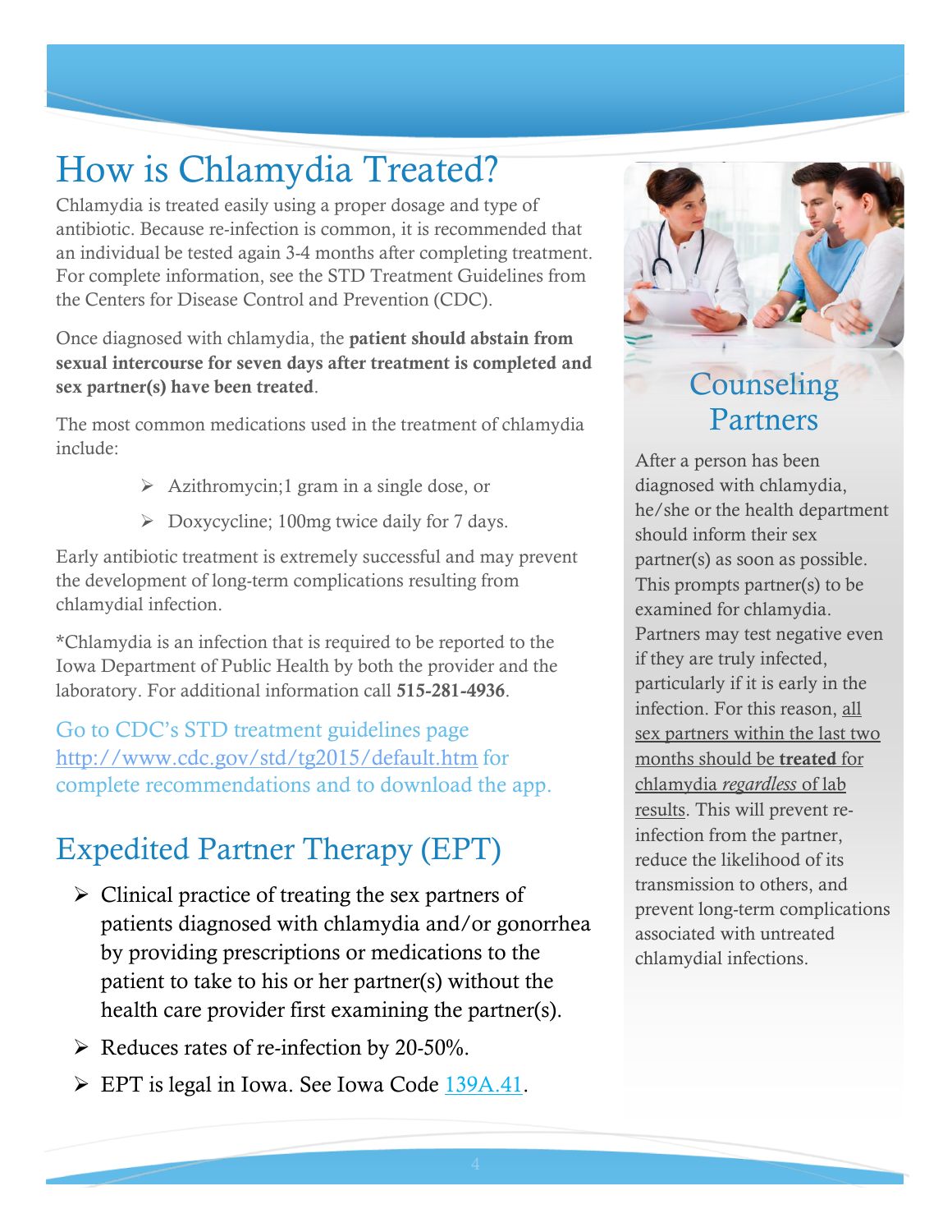# How is Chlamydia Treated?

Chlamydia is treated easily using a proper dosage and type of antibiotic. Because re-infection is common, it is recommended that an individual be tested again 3-4 months after completing treatment. For complete information, see the STD Treatment Guidelines from the Centers for Disease Control and Prevention (CDC).

Once diagnosed with chlamydia, the **patient should abstain from sexual intercourse for seven days after treatment is completed and sex partner(s) have been treated**.

The most common medications used in the treatment of chlamydia include:

- Azithromycin;1 gram in a single dose, or
- Doxycycline; 100mg twice daily for 7 days.

Early antibiotic treatment is extremely successful and may prevent the development of long-term complications resulting from chlamydial infection.

*Chlamydia is an infection that is required to be reported to the Iowa Department of Public Health by both the provider and the laboratory. For additional information call **515-281-4936**.

Go to CDC's STD treatment guidelines page http://www.cdc.gov/std/tg2015/default.htm for complete recommendations and to download the app.

## Expedited Partner Therapy (EPT)

- Clinical practice of treating the sex partners of patients diagnosed with chlamydia and/or gonorrhea by providing prescriptions or medications to the patient to take to his or her partner(s) without the health care provider first examining the partner(s).
- Reduces rates of re-infection by 20-50%.
- EPT is legal in Iowa. See Iowa Code 139A.41.

## Counseling Partners

After a person has been diagnosed with chlamydia, he/she or the health department should inform their sex partner(s) as soon as possible. This prompts partner(s) to be examined for chlamydia. Partners may test negative even if they are truly infected, particularly if it is early in the infection. For this reason, all sex partners within the last two months should be **treated** for chlamydia *regardless* of lab results. This will prevent re-infection from the partner, reduce the likelihood of its transmission to others, and prevent long-term complications associated with untreated chlamydial infections.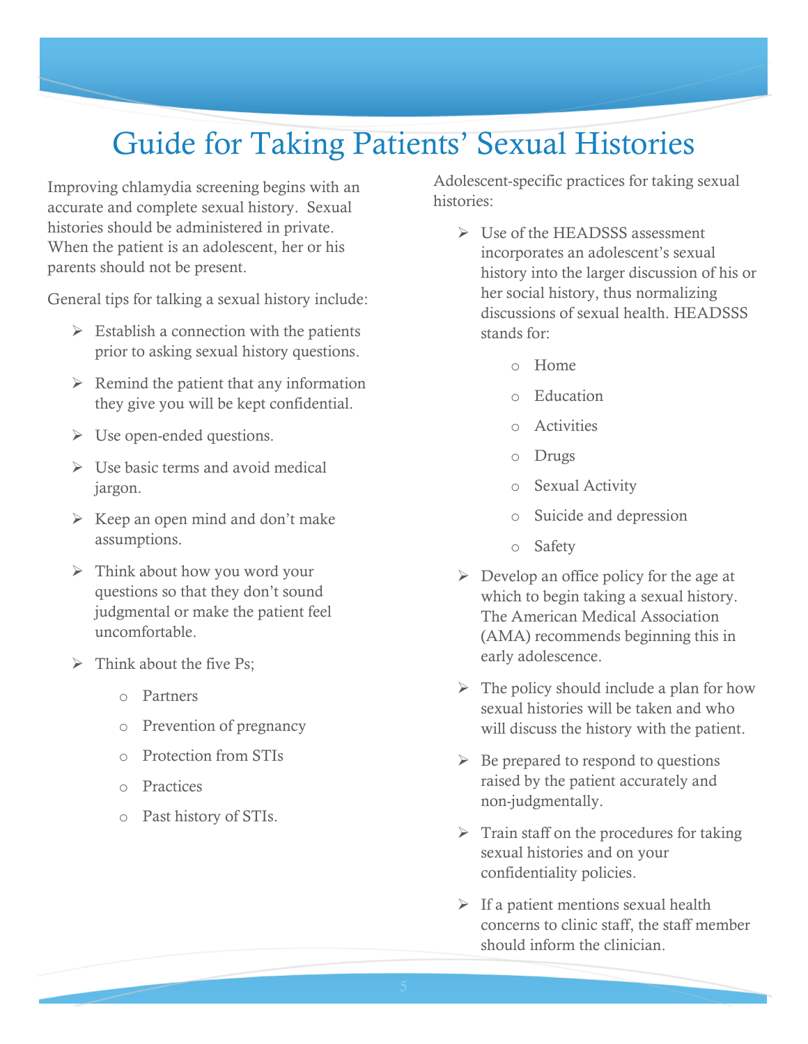# Guide for Taking Patients' Sexual Histories

Improving chlamydia screening begins with an accurate and complete sexual history. Sexual histories should be administered in private. When the patient is an adolescent, her or his parents should not be present.

General tips for talking a sexual history include:

- Establish a connection with the patients prior to asking sexual history questions.
- Remind the patient that any information they give you will be kept confidential.
- Use open-ended questions.
- Use basic terms and avoid medical jargon.
- Keep an open mind and don't make assumptions.
- Think about how you word your questions so that they don't sound judgmental or make the patient feel uncomfortable.
- Think about the five Ps;
  - Partners
  - Prevention of pregnancy
  - Protection from STIs
  - Practices
  - Past history of STIs.

Adolescent-specific practices for taking sexual histories:

- Use of the HEADSSS assessment incorporates an adolescent's sexual history into the larger discussion of his or her social history, thus normalizing discussions of sexual health. HEADSSS stands for:
  - Home
  - Education
  - Activities
  - Drugs
  - Sexual Activity
  - Suicide and depression
  - Safety
- Develop an office policy for the age at which to begin taking a sexual history. The American Medical Association (AMA) recommends beginning this in early adolescence.
- The policy should include a plan for how sexual histories will be taken and who will discuss the history with the patient.
- Be prepared to respond to questions raised by the patient accurately and non-judgmentally.
- Train staff on the procedures for taking sexual histories and on your confidentiality policies.
- If a patient mentions sexual health concerns to clinic staff, the staff member should inform the clinician.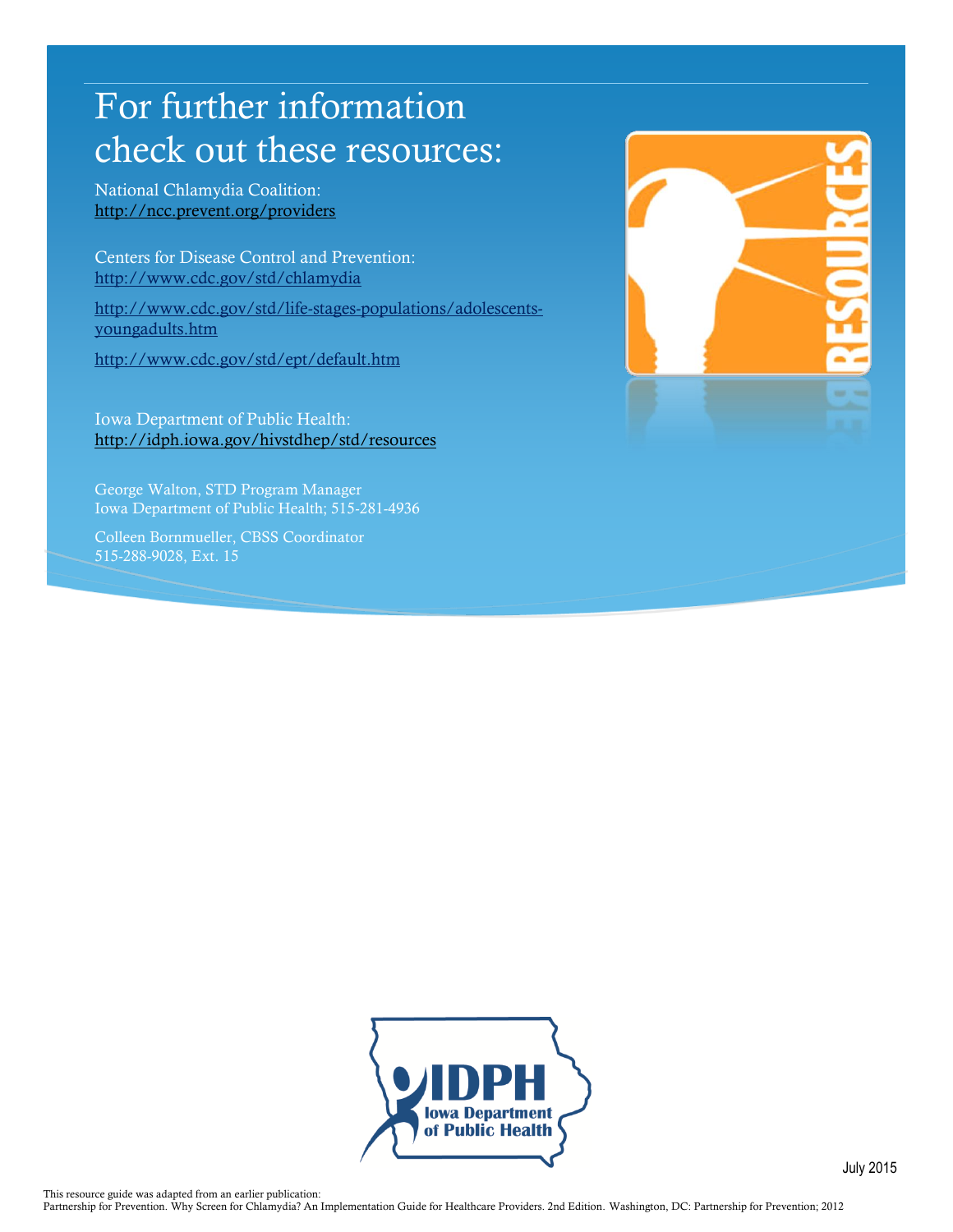# For further information check out these resources:

National Chlamydia Coalition:
http://ncc.prevent.org/providers

Centers for Disease Control and Prevention:
http://www.cdc.gov/std/chlamydia

http://www.cdc.gov/std/life-stages-populations/adolescents-youngadults.htm

http://www.cdc.gov/std/ept/default.htm

Iowa Department of Public Health:
http://idph.iowa.gov/hivstdhep/std/resources

George Walton, STD Program Manager
Iowa Department of Public Health; 515-281-4936

Colleen Bornmueller, CBSS Coordinator
515-288-9028, Ext. 15

IDPH
Iowa Department of Public Health

July 2015

This resource guide was adapted from an earlier publication:
Partnership for Prevention. Why Screen for Chlamydia? An Implementation Guide for Healthcare Providers. 2nd Edition. Washington, DC: Partnership for Prevention; 2012